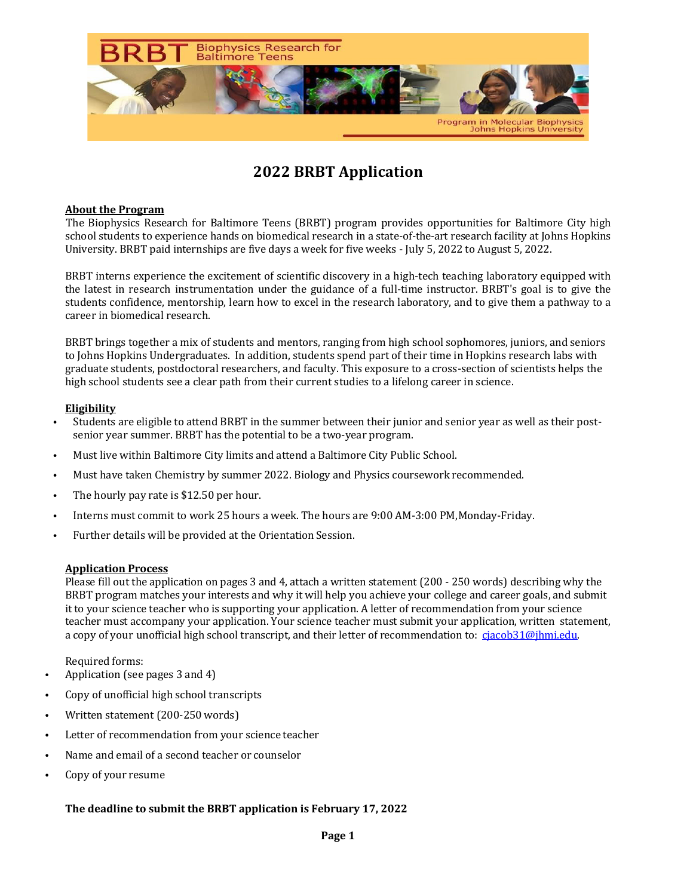# 2022 BRBT Application

**About the Program**

The Biophysics Research for Baltimore Teens (BRBT) program provides opportunities for Baltimore City high school students to experience hands on biomedical research in a state-of-the-art research facility at Johns Hopkins University. BRBT paid internships are five days a week for five weeks - July 5, 2022 to August 5, 2022.

BRBT interns experience the excitement of scientific discovery in a high-tech teaching laboratory equipped with the latest in research instrumentation under the guidance of a full-time instructor. BRBT's goal is to give the students confidence, mentorship, learn how to excel in the research laboratory, and to give them a pathway to a career in biomedical research.

BRBT brings together a mix of students and mentors, ranging from high school sophomores, juniors, and seniors to Johns Hopkins Undergraduates. In addition, students spend part of their time in Hopkins research labs with graduate students, postdoctoral researchers, and faculty. This exposure to a cross-section of scientists helps the high school students see a clear path from their current studies to a lifelong career in science.

**Eligibility**

- Students are eligible to attend BRBT in the summer between their junior and senior year as well as their post-senior year summer. BRBT has the potential to be a two-year program.
- Must live within Baltimore City limits and attend a Baltimore City Public School.
- Must have taken Chemistry by summer 2022. Biology and Physics coursework recommended.
- The hourly pay rate is $12.50 per hour.
- Interns must commit to work 25 hours a week. The hours are 9:00 AM-3:00 PM, Monday-Friday.
- Further details will be provided at the Orientation Session.

**Application Process**

Please fill out the application on pages 3 and 4, attach a written statement (200 - 250 words) describing why the BRBT program matches your interests and why it will help you achieve your college and career goals, and submit it to your science teacher who is supporting your application. A letter of recommendation from your science teacher must accompany your application. Your science teacher must submit your application, written statement, a copy of your unofficial high school transcript, and their letter of recommendation to: cjacob31@jhmi.edu.

Required forms:

- Application (see pages 3 and 4)
- Copy of unofficial high school transcripts
- Written statement (200-250 words)
- Letter of recommendation from your science teacher
- Name and email of a second teacher or counselor
- Copy of your resume

**The deadline to submit the BRBT application is February 17, 2022**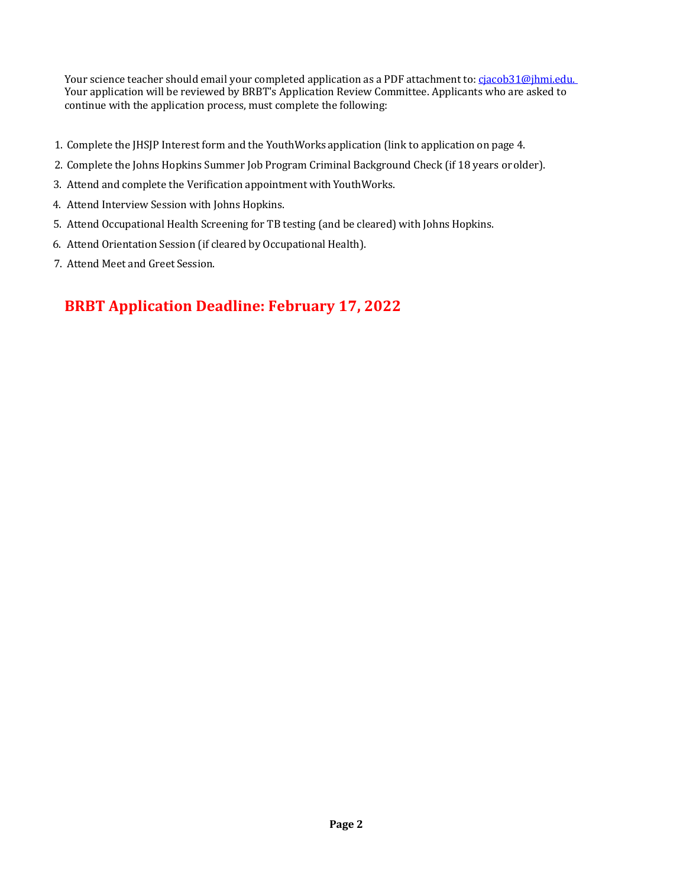Your science teacher should email your completed application as a PDF attachment to: cjacob31@jhmi.edu.
Your application will be reviewed by BRBT's Application Review Committee. Applicants who are asked to continue with the application process, must complete the following:

1. Complete the JHSJP Interest form and the YouthWorks application (link to application on page 4.
2. Complete the Johns Hopkins Summer Job Program Criminal Background Check (if 18 years or older).
3. Attend and complete the Verification appointment with YouthWorks.
4. Attend Interview Session with Johns Hopkins.
5. Attend Occupational Health Screening for TB testing (and be cleared) with Johns Hopkins.
6. Attend Orientation Session (if cleared by Occupational Health).
7. Attend Meet and Greet Session.

## BRBT Application Deadline: February 17, 2022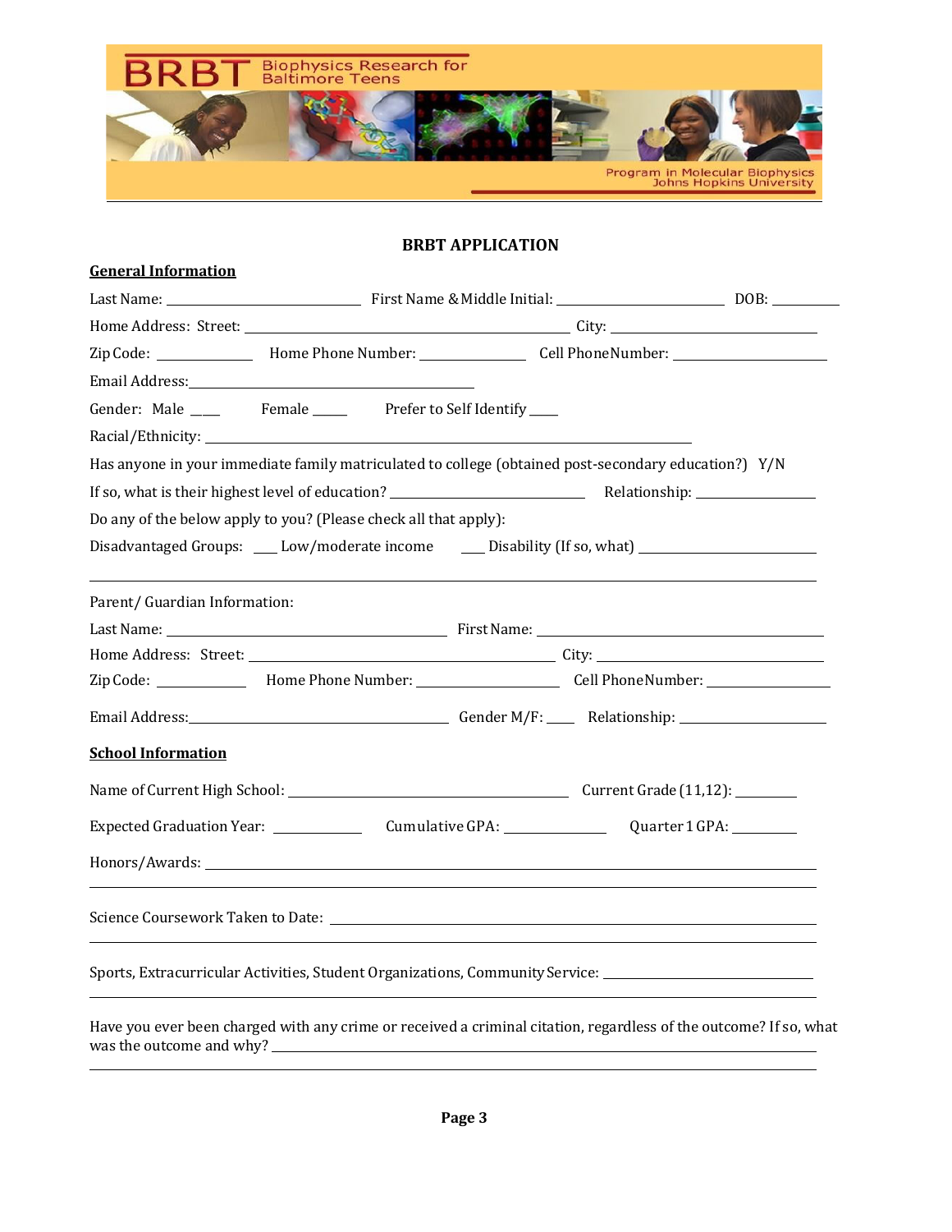BRBT Biophysics Research for Baltimore Teens

Program in Molecular Biophysics
Johns Hopkins University

## BRBT APPLICATION

**General Information**

Last Name: ______________________ First Name & Middle Initial: ____________________ DOB: ________

Home Address: Street: __________________________________ City: ____________________

Zip Code: ___________ Home Phone Number: ____________ Cell Phone Number: __________________

Email Address: _______________________________

Gender: Male ___ Female ____ Prefer to Self Identify ___

Racial/Ethnicity: __________________________________________________

Has anyone in your immediate family matriculated to college (obtained post-secondary education?) Y/N

If so, what is their highest level of education? _____________________ Relationship: ______________

Do any of the below apply to you? (Please check all that apply):

Disadvantaged Groups: ___ Low/moderate income ___ Disability (If so, what) ____________________

Parent/ Guardian Information:

Last Name: _______________________________ First Name: _________________________________

Home Address: Street: _______________________________ City: ___________________________

Zip Code: __________ Home Phone Number: _______________ Cell Phone Number: ______________

Email Address: ____________________________ Gender M/F: ___ Relationship: _________________

**School Information**

Name of Current High School: _______________________________ Current Grade (11,12): _______

Expected Graduation Year: __________ Cumulative GPA: ___________ Quarter 1 GPA: _______

Honors/Awards: ____________________________________________________________________

Science Coursework Taken to Date: ____________________________________________________

Sports, Extracurricular Activities, Student Organizations, Community Service: ______________________

Have you ever been charged with any crime or received a criminal citation, regardless of the outcome? If so, what was the outcome and why? ________________________________________________________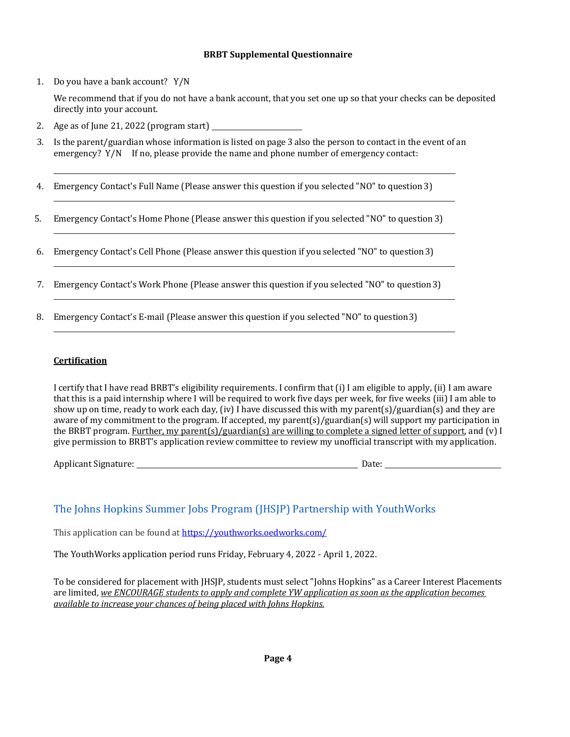**BRBT Supplemental Questionnaire**

1. Do you have a bank account? Y/N

   We recommend that if you do not have a bank account, that you set one up so that your checks can be deposited directly into your account.

2. Age as of June 21, 2022 (program start) ____________________

3. Is the parent/guardian whose information is listed on page 3 also the person to contact in the event of an emergency? Y/N If no, please provide the name and phone number of emergency contact:

   ________________________________________________________________________

4. Emergency Contact's Full Name (Please answer this question if you selected "NO" to question 3)

   ________________________________________________________________________

5. Emergency Contact's Home Phone (Please answer this question if you selected "NO" to question 3)

   ________________________________________________________________________

6. Emergency Contact's Cell Phone (Please answer this question if you selected "NO" to question 3)

   ________________________________________________________________________

7. Emergency Contact's Work Phone (Please answer this question if you selected "NO" to question 3)

   ________________________________________________________________________

8. Emergency Contact's E-mail (Please answer this question if you selected "NO" to question 3)

   ________________________________________________________________________

**Certification**

I certify that I have read BRBT's eligibility requirements. I confirm that (i) I am eligible to apply, (ii) I am aware that this is a paid internship where I will be required to work five days per week, for five weeks (iii) I am able to show up on time, ready to work each day, (iv) I have discussed this with my parent(s)/guardian(s) and they are aware of my commitment to the program. If accepted, my parent(s)/guardian(s) will support my participation in the BRBT program. Further, my parent(s)/guardian(s) are willing to complete a signed letter of support, and (v) I give permission to BRBT's application review committee to review my unofficial transcript with my application.

Applicant Signature: ______________________________________ Date: ____________________

## The Johns Hopkins Summer Jobs Program (JHSJP) Partnership with YouthWorks

This application can be found at [https://youthworks.oedworks.com/](https://youthworks.oedworks.com/)

The YouthWorks application period runs Friday, February 4, 2022 - April 1, 2022.

To be considered for placement with JHSJP, students must select "Johns Hopkins" as a Career Interest Placements are limited, *we ENCOURAGE students to apply and complete YW application as soon as the application becomes available to increase your chances of being placed with Johns Hopkins.*